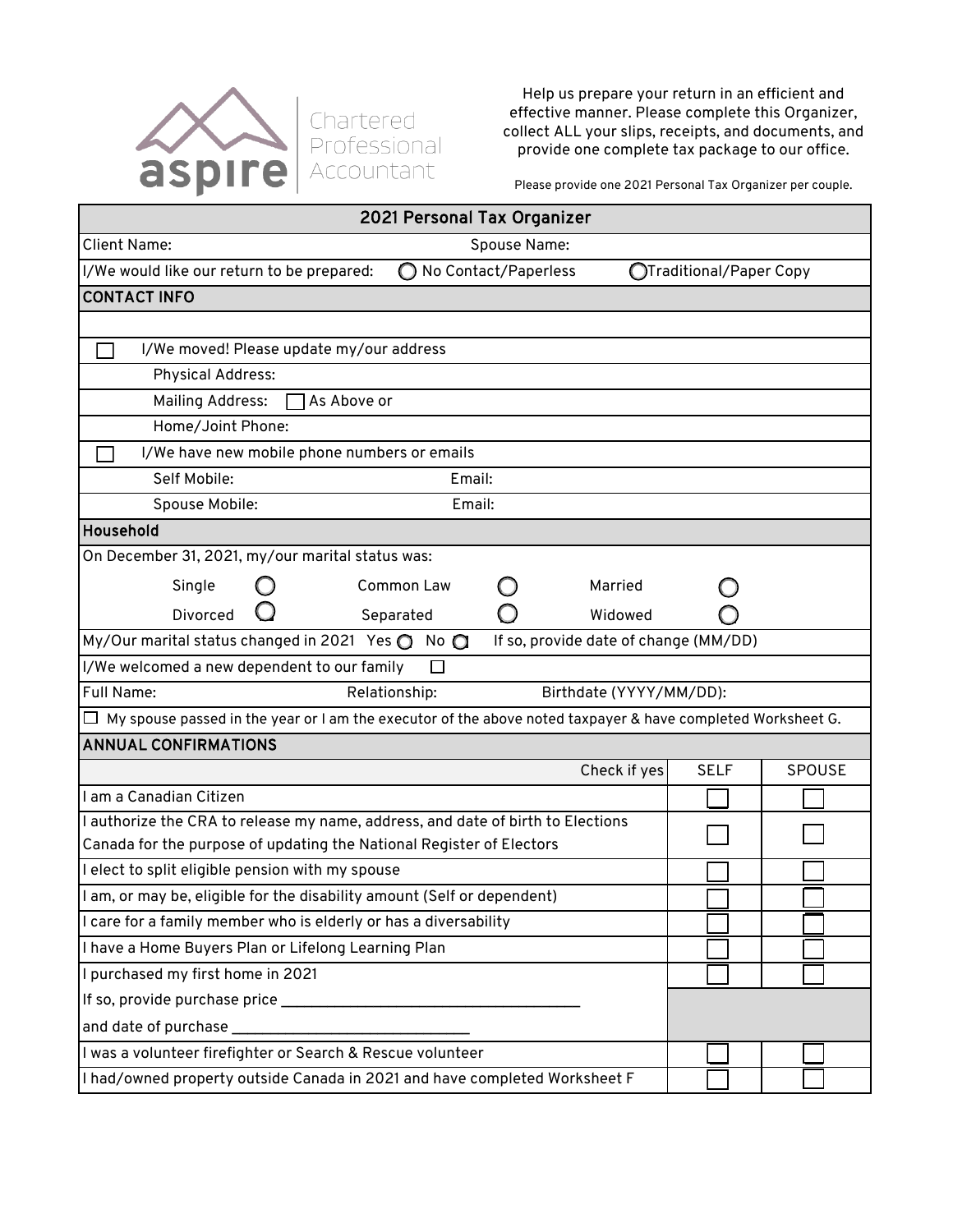aspire | Chartered Professional Accountant

Help us prepare your return in an efficient and effective manner. Please complete this Organizer, collect ALL your slips, receipts, and documents, and provide one complete tax package to our office.

Please provide one 2021 Personal Tax Organizer per couple.

## 2021 Personal Tax Organizer

Client Name: Spouse Name:

I/We would like our return to be prepared: ◯ No Contact/Paperless ◯ Traditional/Paper Copy

### CONTACT INFO

☐ I/We moved! Please update my/our address

Physical Address:

Mailing Address: ☐ As Above or

Home/Joint Phone:

☐ I/We have new mobile phone numbers or emails

Self Mobile: Email:

Spouse Mobile: Email:

### Household

On December 31, 2021, my/our marital status was:

| | | | | | |
|---|---|---|---|---|---|
| Single | ◯ | Common Law | ◯ | Married | ◯ |
| Divorced | ◯ | Separated | ◯ | Widowed | ◯ |

My/Our marital status changed in 2021 Yes ◯ No ◯ If so, provide date of change (MM/DD)

I/We welcomed a new dependent to our family ☐

Full Name: Relationship: Birthdate (YYYY/MM/DD):

☐ My spouse passed in the year or I am the executor of the above noted taxpayer & have completed Worksheet G.

### ANNUAL CONFIRMATIONS

| Check if yes | SELF | SPOUSE |
|---|---|---|
| I am a Canadian Citizen | ☐ | ☐ |
| I authorize the CRA to release my name, address, and date of birth to Elections Canada for the purpose of updating the National Register of Electors | ☐ | ☐ |
| I elect to split eligible pension with my spouse | ☐ | ☐ |
| I am, or may be, eligible for the disability amount (Self or dependent) | ☐ | ☐ |
| I care for a family member who is elderly or has a diversability | ☐ | ☐ |
| I have a Home Buyers Plan or Lifelong Learning Plan | ☐ | ☐ |
| I purchased my first home in 2021 | ☐ | ☐ |
| If so, provide purchase price ______________________________________<br>and date of purchase ______________________________ | | |
| I was a volunteer firefighter or Search & Rescue volunteer | ☐ | ☐ |
| I had/owned property outside Canada in 2021 and have completed Worksheet F | ☐ | ☐ |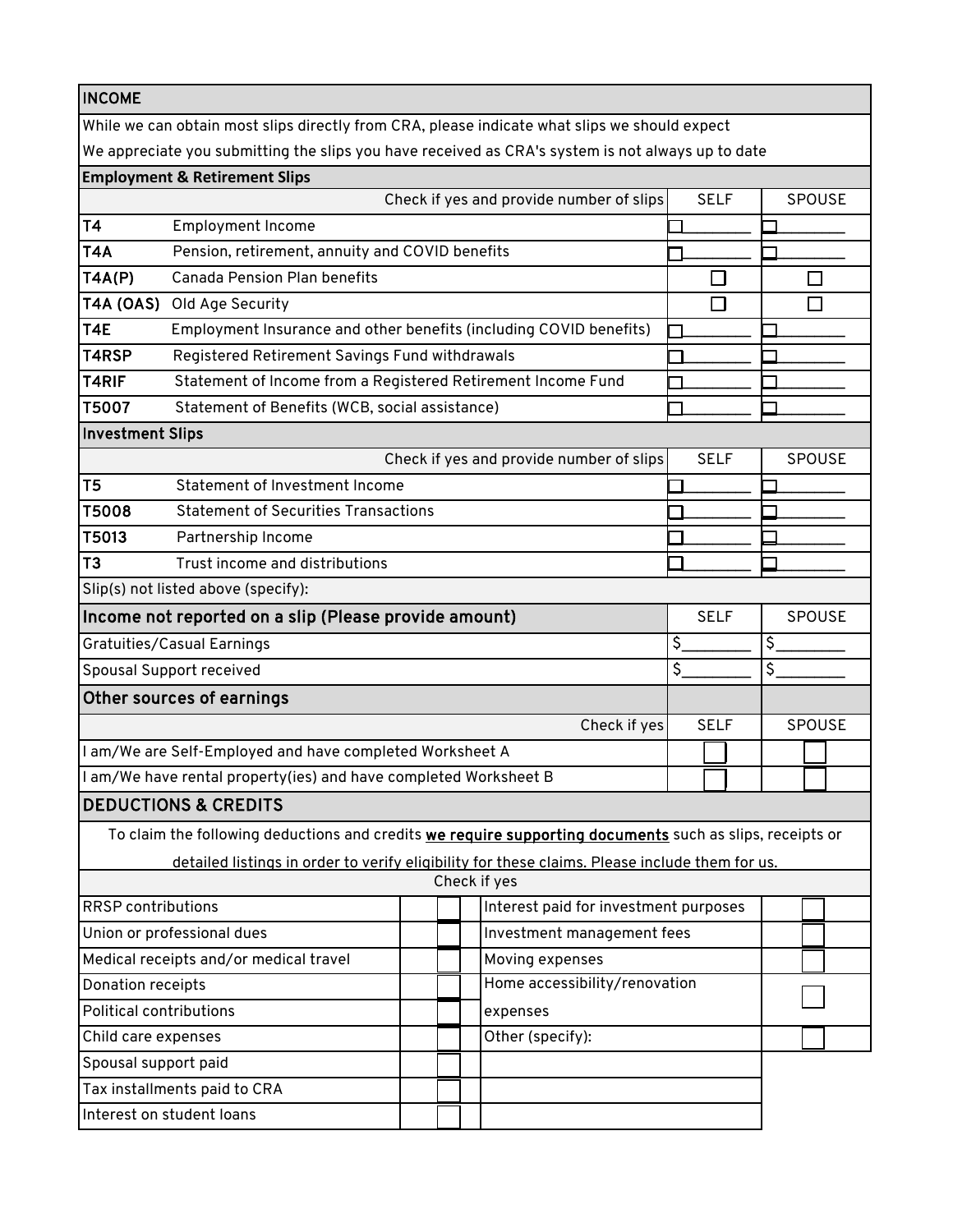## INCOME

While we can obtain most slips directly from CRA, please indicate what slips we should expect

We appreciate you submitting the slips you have received as CRA's system is not always up to date

### Employment & Retirement Slips

| | Check if yes and provide number of slips | SELF | SPOUSE |
|---|---|---|---|
| **T4** | Employment Income | ☐\_\_\_\_\_\_\_\_ | ☐\_\_\_\_\_\_\_\_ |
| **T4A** | Pension, retirement, annuity and COVID benefits | ☐\_\_\_\_\_\_\_\_ | ☐\_\_\_\_\_\_\_\_ |
| **T4A(P)** | Canada Pension Plan benefits | ☐ | ☐ |
| **T4A (OAS)** | Old Age Security | ☐ | ☐ |
| **T4E** | Employment Insurance and other benefits (including COVID benefits) | ☐\_\_\_\_\_\_\_\_ | ☐\_\_\_\_\_\_\_\_ |
| **T4RSP** | Registered Retirement Savings Fund withdrawals | ☐\_\_\_\_\_\_\_\_ | ☐\_\_\_\_\_\_\_\_ |
| **T4RIF** | Statement of Income from a Registered Retirement Income Fund | ☐\_\_\_\_\_\_\_\_ | ☐\_\_\_\_\_\_\_\_ |
| **T5007** | Statement of Benefits (WCB, social assistance) | ☐\_\_\_\_\_\_\_\_ | ☐\_\_\_\_\_\_\_\_ |

### Investment Slips

| | Check if yes and provide number of slips | SELF | SPOUSE |
|---|---|---|---|
| **T5** | Statement of Investment Income | ☐\_\_\_\_\_\_\_\_ | ☐\_\_\_\_\_\_\_\_ |
| **T5008** | Statement of Securities Transactions | ☐\_\_\_\_\_\_\_\_ | ☐\_\_\_\_\_\_\_\_ |
| **T5013** | Partnership Income | ☐\_\_\_\_\_\_\_\_ | ☐\_\_\_\_\_\_\_\_ |
| **T3** | Trust income and distributions | ☐\_\_\_\_\_\_\_\_ | ☐\_\_\_\_\_\_\_\_ |

Slip(s) not listed above (specify):

### Income not reported on a slip (Please provide amount)

| | SELF | SPOUSE |
|---|---|---|
| Gratuities/Casual Earnings | $\_\_\_\_\_\_\_\_ | $\_\_\_\_\_\_\_\_ |
| Spousal Support received | $\_\_\_\_\_\_\_\_ | $\_\_\_\_\_\_\_\_ |

### Other sources of earnings

| Check if yes | SELF | SPOUSE |
|---|---|---|
| I am/We are Self-Employed and have completed Worksheet A | ☐ | ☐ |
| I am/We have rental property(ies) and have completed Worksheet B | ☐ | ☐ |

## DEDUCTIONS & CREDITS

To claim the following deductions and credits **we require supporting documents** such as slips, receipts or detailed listings in order to verify eligibility for these claims. Please include them for us.

Check if yes

| | | | |
|---|---|---|---|
| RRSP contributions | ☐ | Interest paid for investment purposes | ☐ |
| Union or professional dues | ☐ | Investment management fees | ☐ |
| Medical receipts and/or medical travel | ☐ | Moving expenses | ☐ |
| Donation receipts | ☐ | Home accessibility/renovation expenses | ☐ |
| Political contributions | ☐ | | |
| Child care expenses | ☐ | Other (specify): | ☐ |
| Spousal support paid | ☐ | | |
| Tax installments paid to CRA | ☐ | | |
| Interest on student loans | ☐ | | |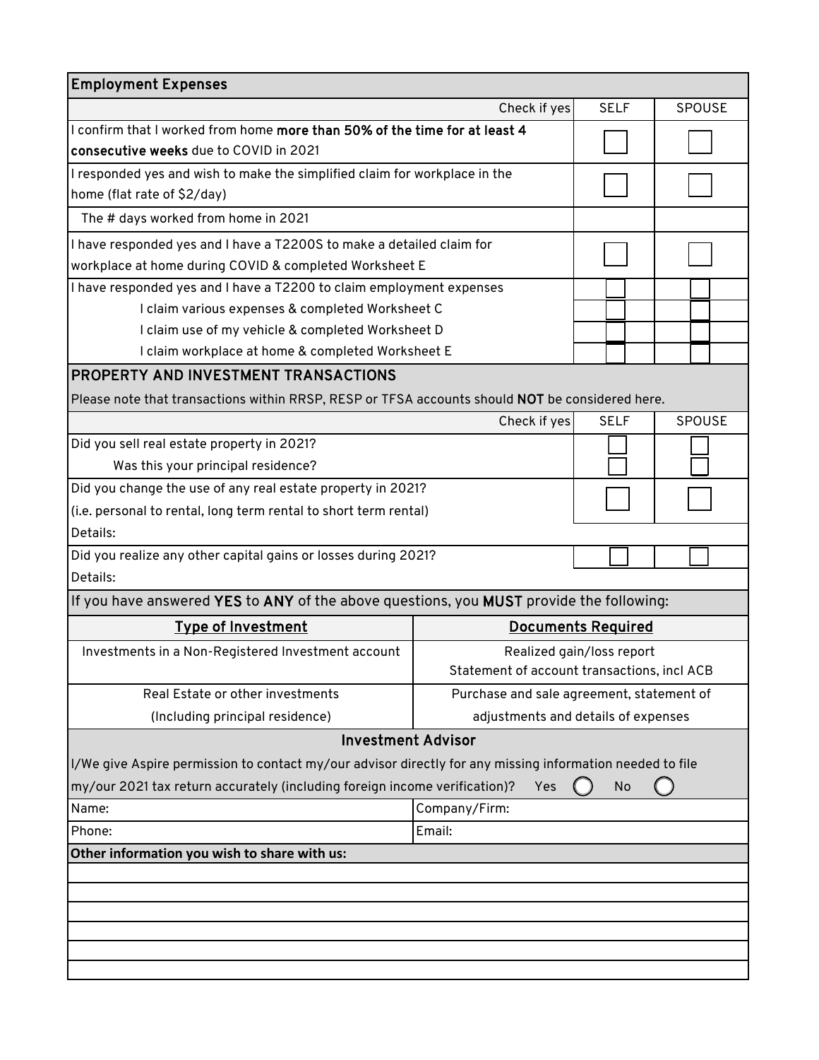## Employment Expenses

| Check if yes | SELF | SPOUSE |
|---|---|---|
| I confirm that I worked from home **more than 50% of the time for at least 4 consecutive weeks** due to COVID in 2021 | ☐ | ☐ |
| I responded yes and wish to make the simplified claim for workplace in the home (flat rate of $2/day) | ☐ | ☐ |
| The # days worked from home in 2021 | | |
| I have responded yes and I have a T2200S to make a detailed claim for workplace at home during COVID & completed Worksheet E | ☐ | ☐ |
| I have responded yes and I have a T2200 to claim employment expenses | ☐ | ☐ |
| I claim various expenses & completed Worksheet C | ☐ | ☐ |
| I claim use of my vehicle & completed Worksheet D | ☐ | ☐ |
| I claim workplace at home & completed Worksheet E | ☐ | ☐ |

## PROPERTY AND INVESTMENT TRANSACTIONS

Please note that transactions within RRSP, RESP or TFSA accounts should **NOT** be considered here.

| Check if yes | SELF | SPOUSE |
|---|---|---|
| Did you sell real estate property in 2021? | ☐ | ☐ |
| Was this your principal residence? | ☐ | ☐ |
| Did you change the use of any real estate property in 2021? (i.e. personal to rental, long term rental to short term rental) | ☐ | ☐ |
| Details: | | |
| Did you realize any other capital gains or losses during 2021? | ☐ | ☐ |
| Details: | | |

If you have answered **YES** to **ANY** of the above questions, you **MUST** provide the following:

| Type of Investment | Documents Required |
|---|---|
| Investments in a Non-Registered Investment account | Realized gain/loss report<br>Statement of account transactions, incl ACB |
| Real Estate or other investments<br>(Including principal residence) | Purchase and sale agreement, statement of adjustments and details of expenses |

## Investment Advisor

I/We give Aspire permission to contact my/our advisor directly for any missing information needed to file my/our 2021 tax return accurately (including foreign income verification)? Yes ◯ No ◯

| | |
|---|---|
| Name: | Company/Firm: |
| Phone: | Email: |

**Other information you wish to share with us:**